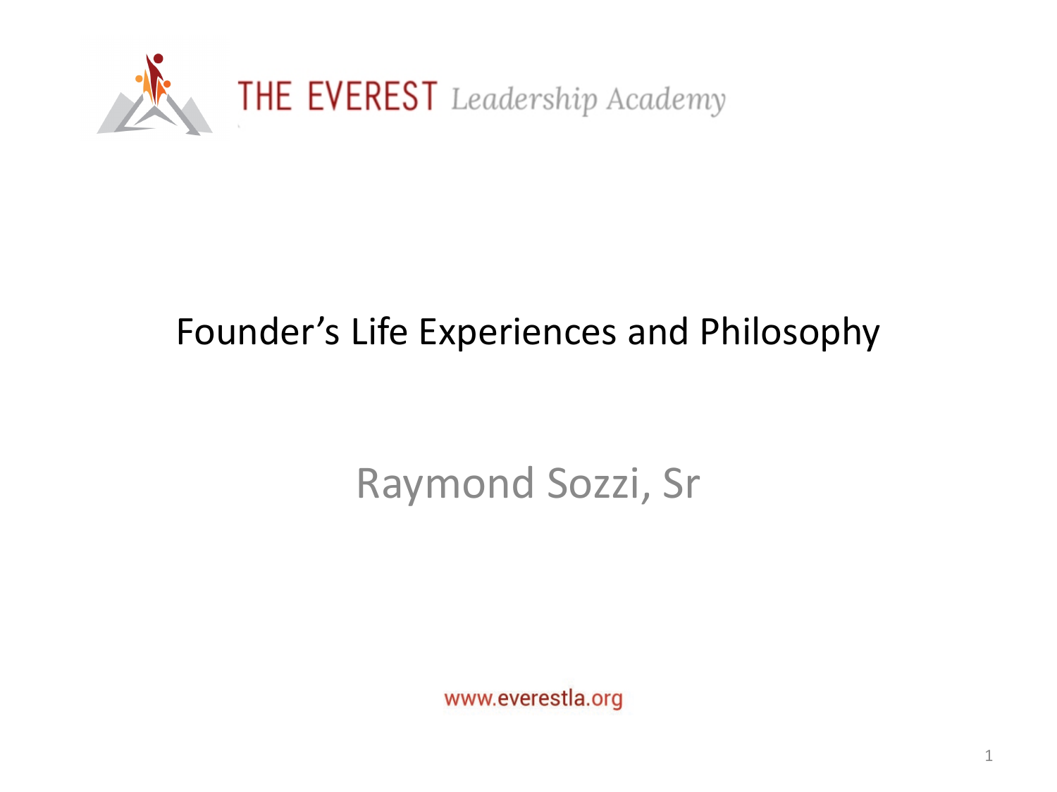THE EVEREST *Leadership Academy*

# Founder's Life Experiences and Philosophy

## Raymond Sozzi, Sr

www.everestla.org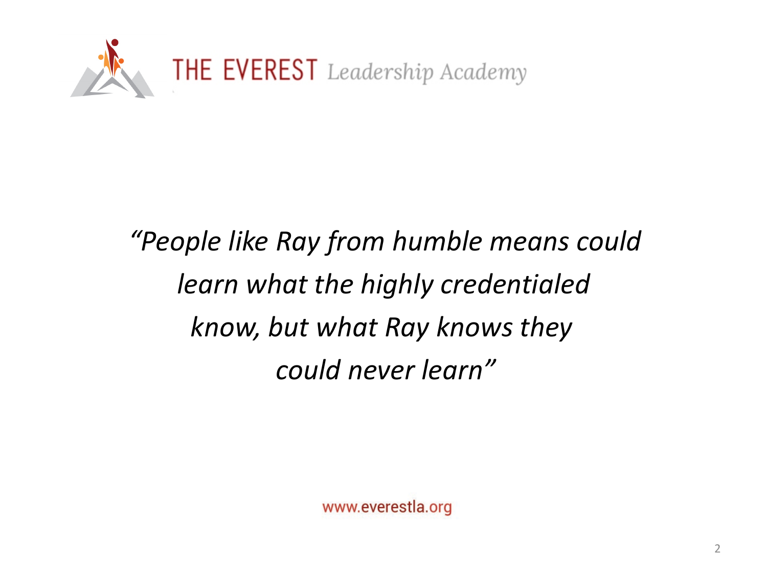THE EVEREST *Leadership Academy*

*"People like Ray from humble means could learn what the highly credentialed know, but what Ray knows they could never learn"*

www.everestla.org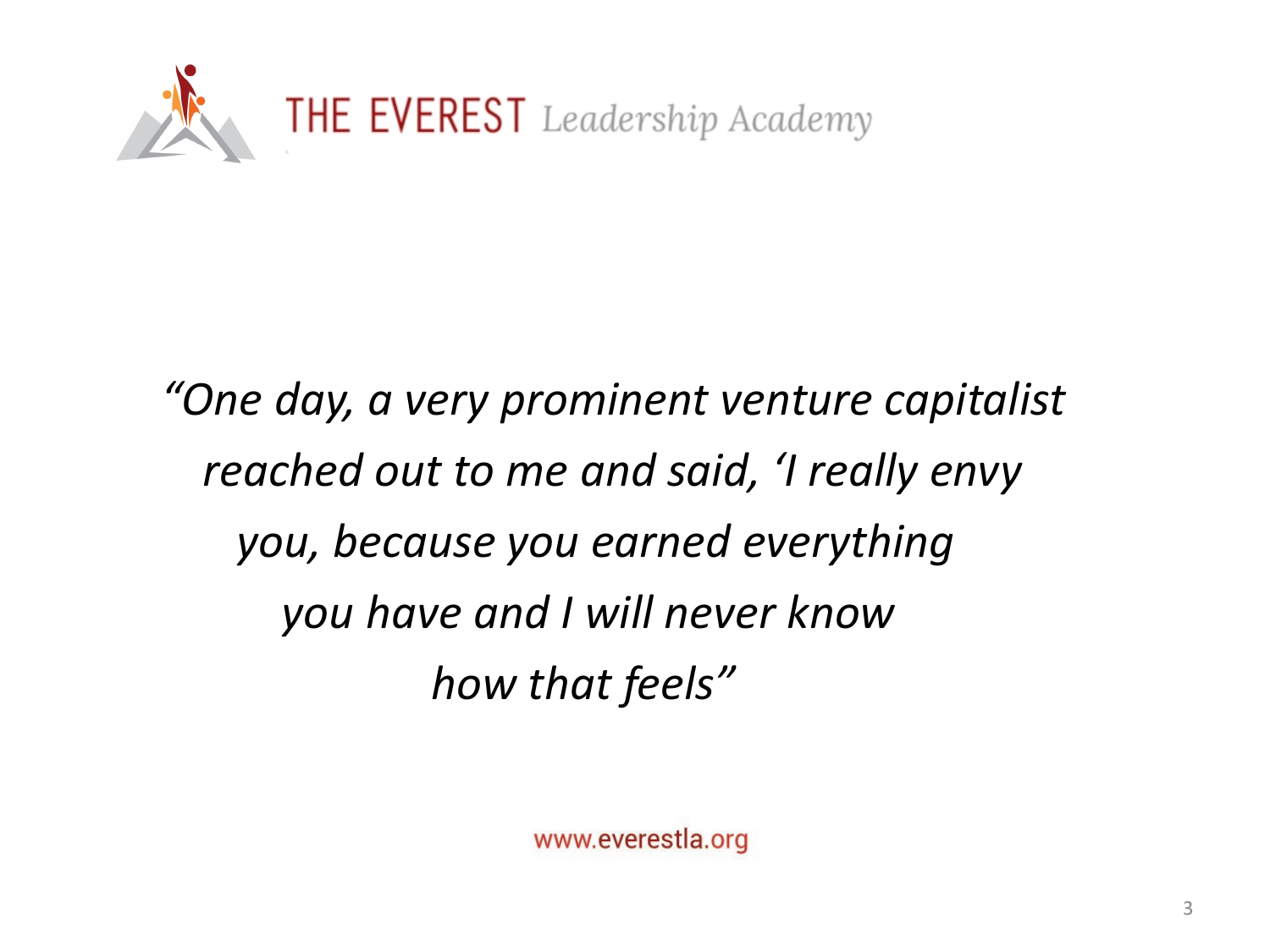THE EVEREST *Leadership Academy*

*"One day, a very prominent venture capitalist reached out to me and said, 'I really envy you, because you earned everything you have and I will never know how that feels"*

www.everestla.org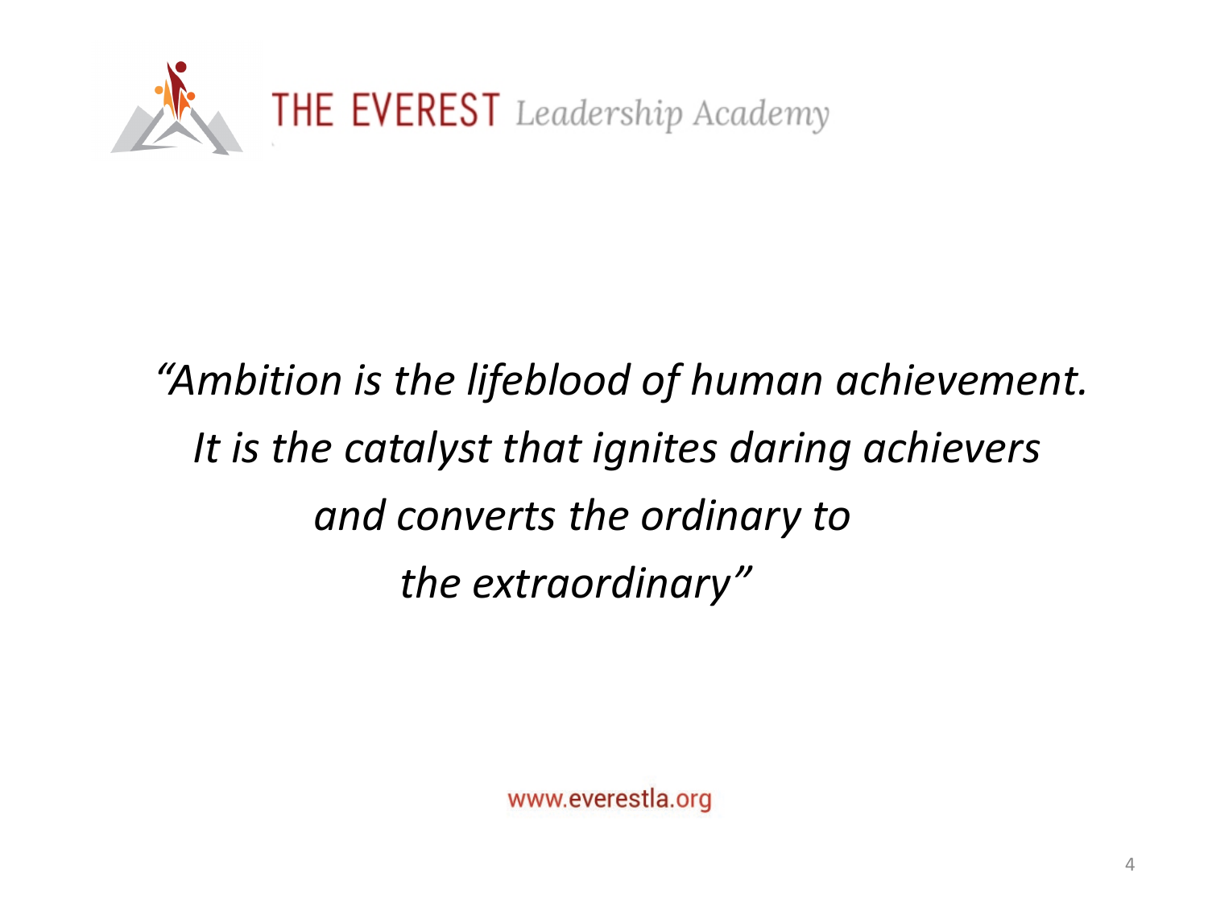THE EVEREST *Leadership Academy*

*"Ambition is the lifeblood of human achievement. It is the catalyst that ignites daring achievers and converts the ordinary to the extraordinary"*

www.everestla.org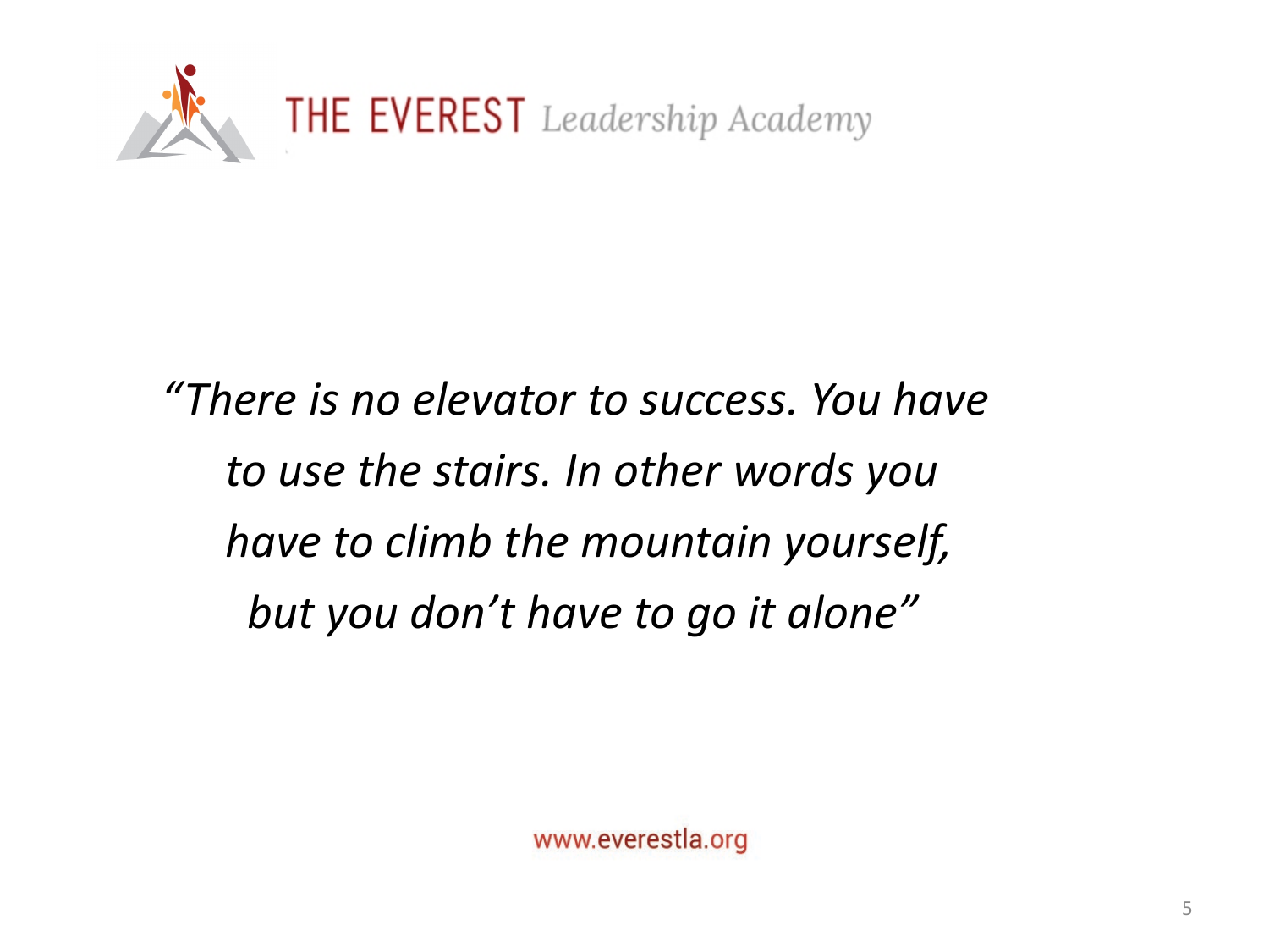THE EVEREST *Leadership Academy*

*"There is no elevator to success. You have to use the stairs. In other words you have to climb the mountain yourself, but you don't have to go it alone"*

www.everestla.org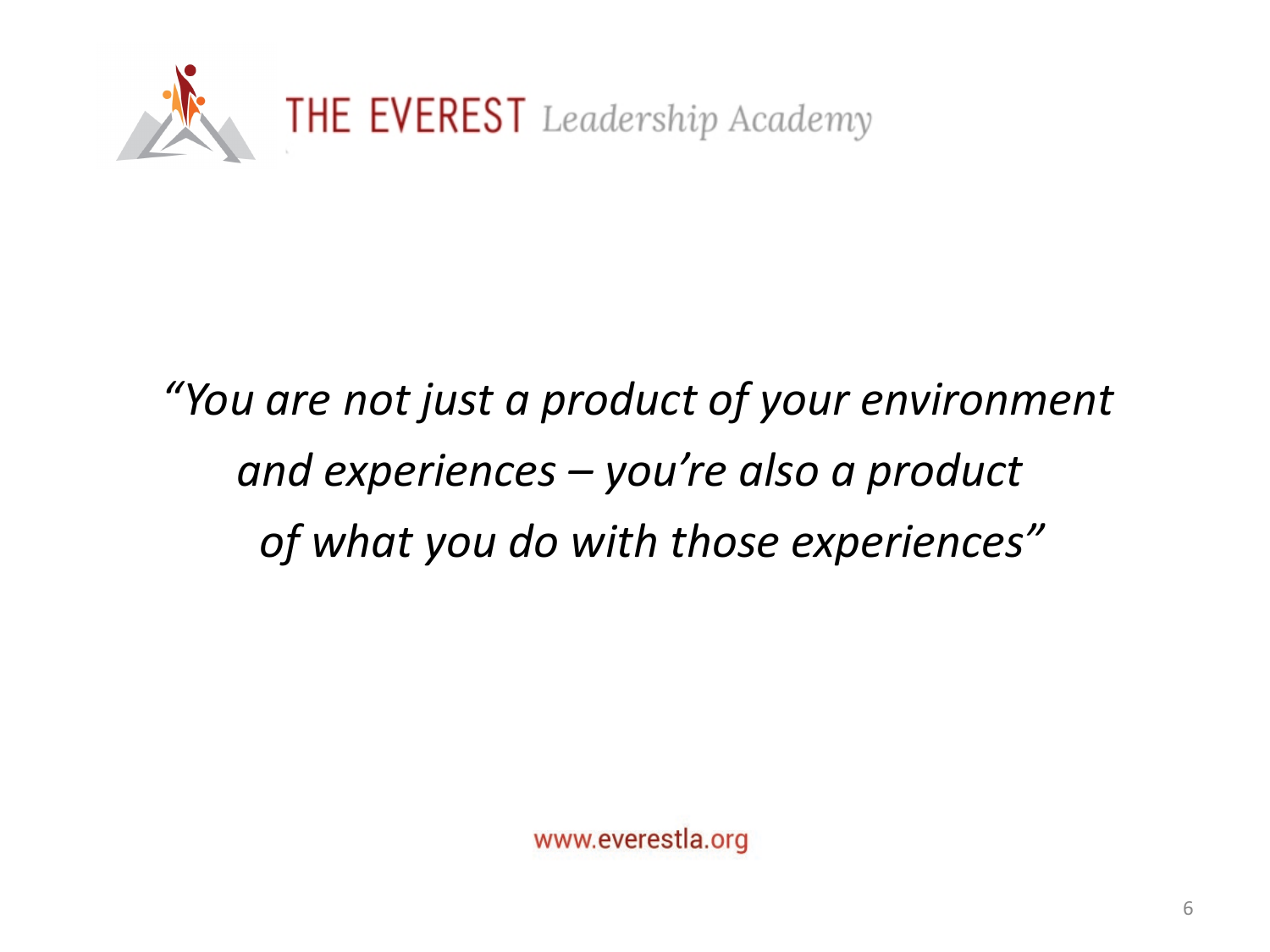*"You are not just a product of your environment and experiences – you're also a product of what you do with those experiences"*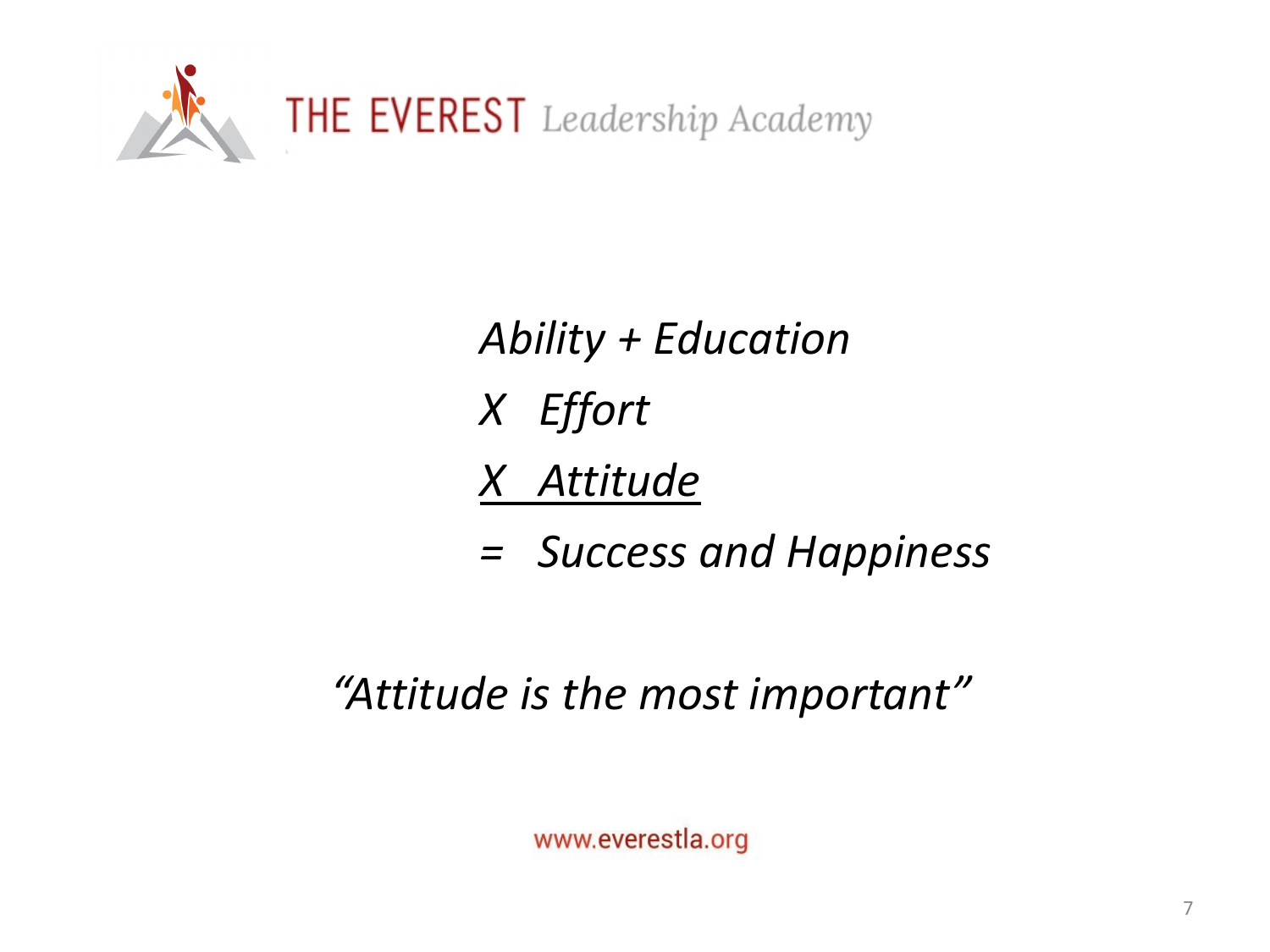*Ability + Education*

*X Effort*

*X Attitude*

*= Success and Happiness*

*"Attitude is the most important"*

www.everestla.org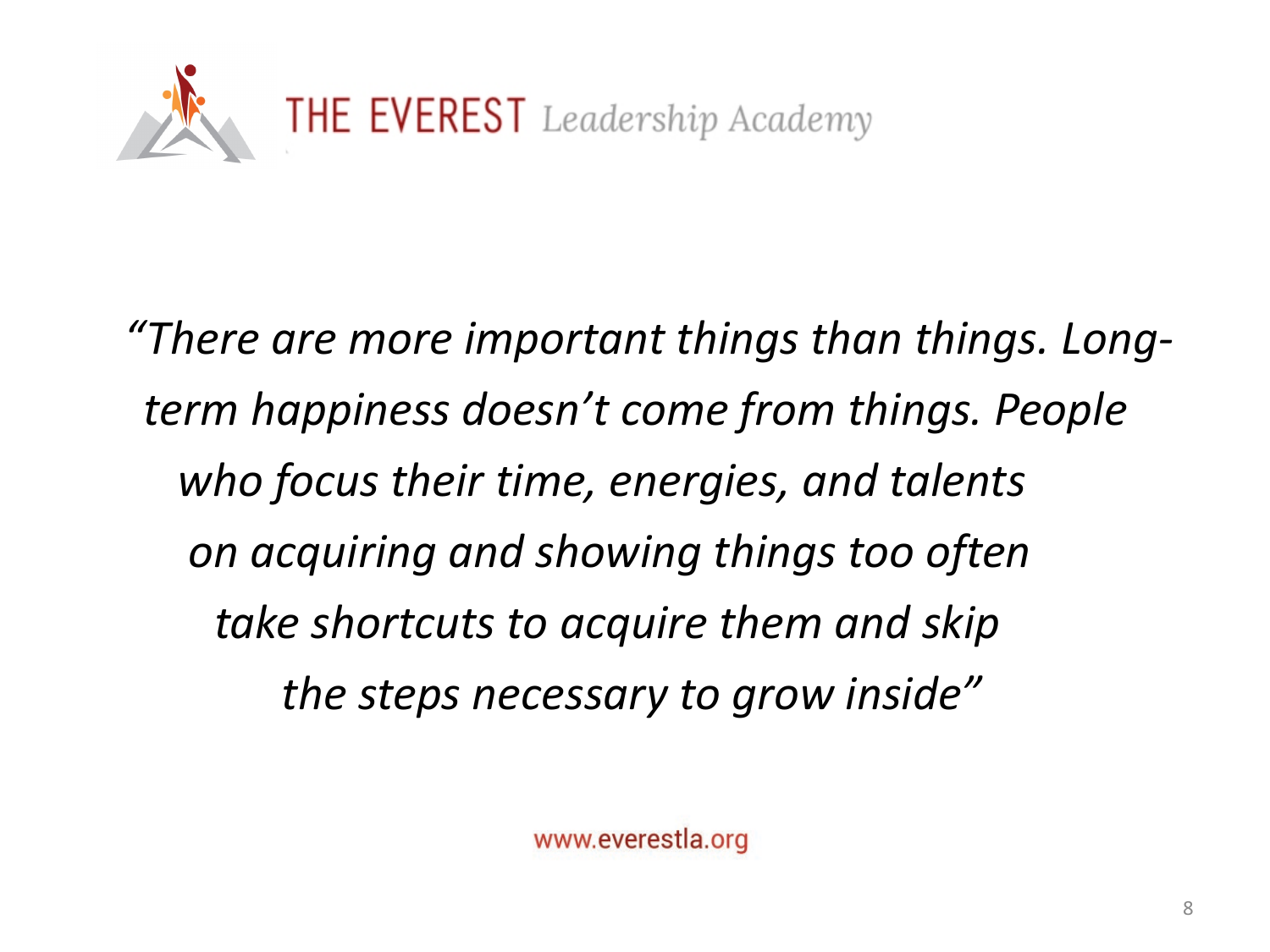*"There are more important things than things. Long-term happiness doesn't come from things. People who focus their time, energies, and talents on acquiring and showing things too often take shortcuts to acquire them and skip the steps necessary to grow inside"*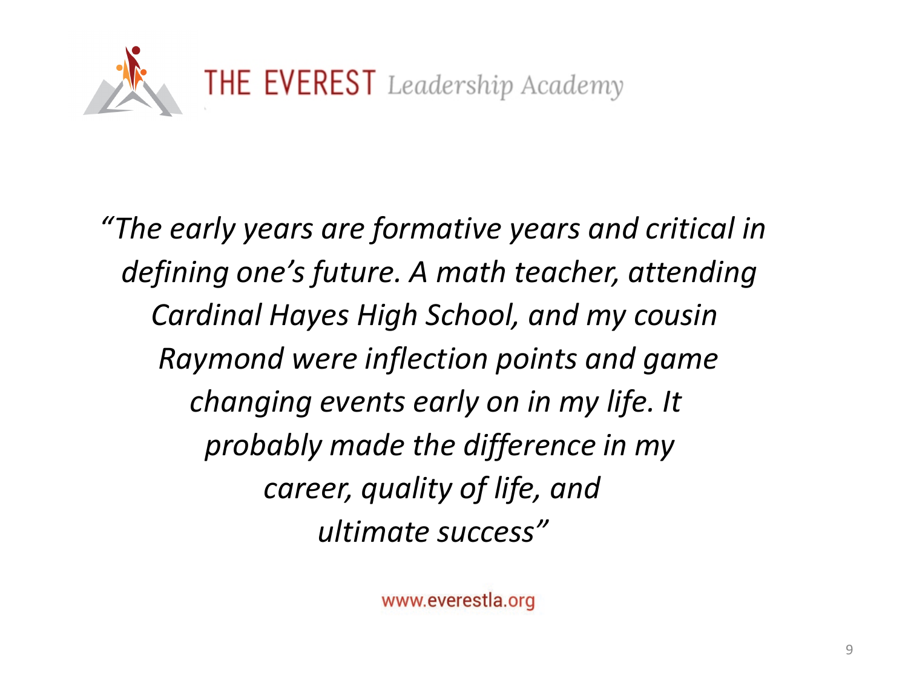THE EVEREST *Leadership Academy*

*"The early years are formative years and critical in defining one's future. A math teacher, attending Cardinal Hayes High School, and my cousin Raymond were inflection points and game changing events early on in my life. It probably made the difference in my career, quality of life, and ultimate success"*

www.everestla.org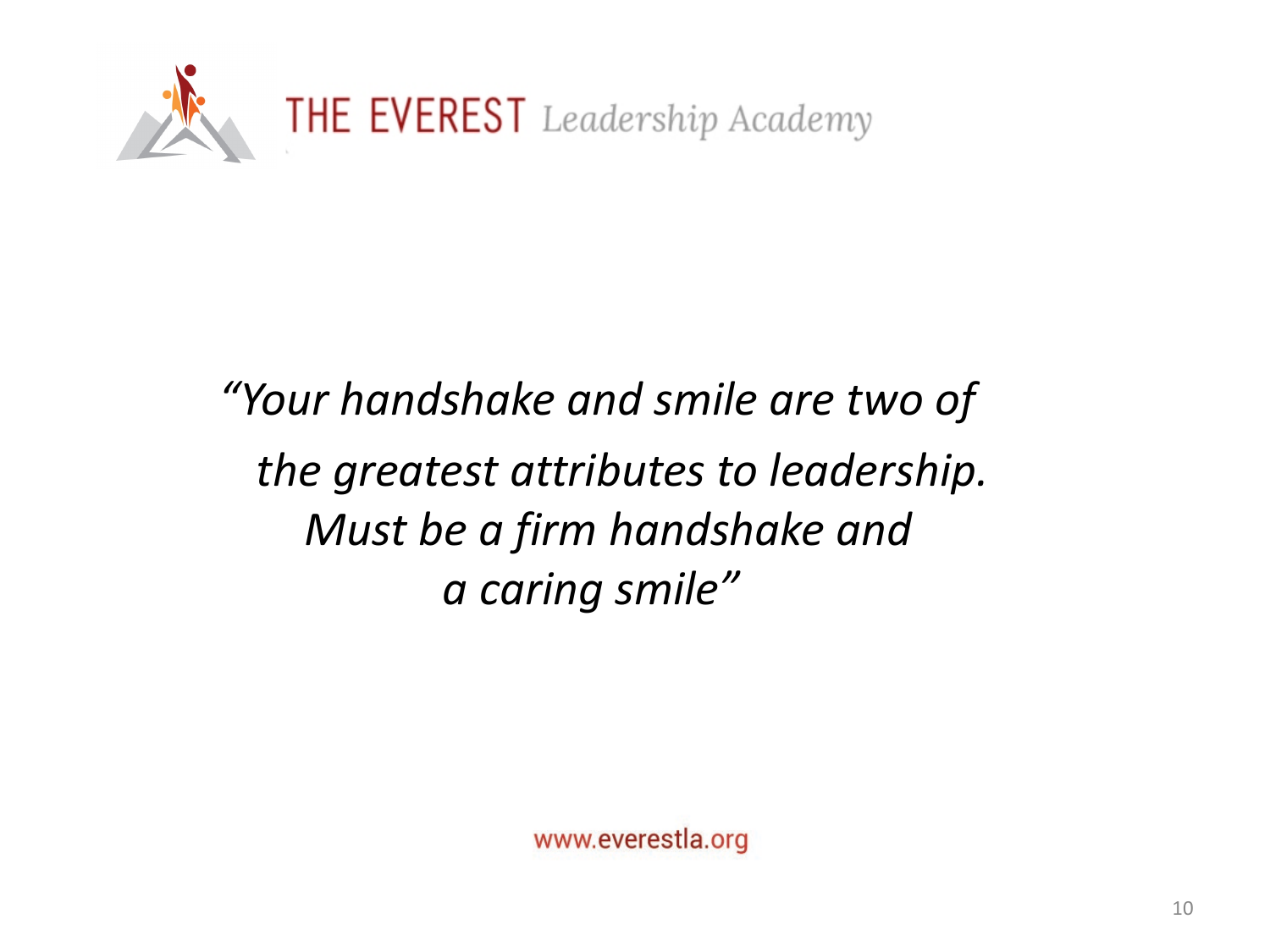*"Your handshake and smile are two of the greatest attributes to leadership. Must be a firm handshake and a caring smile"*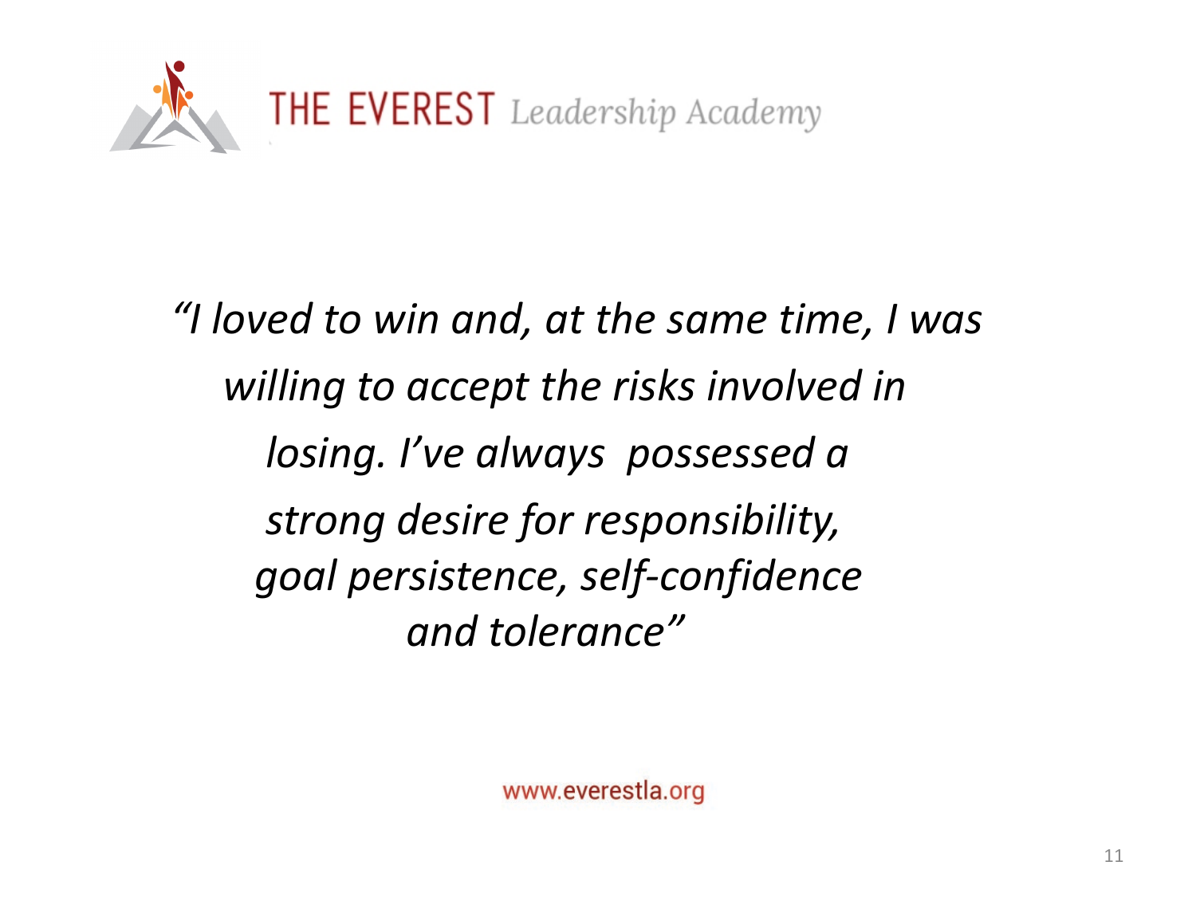*"I loved to win and, at the same time, I was willing to accept the risks involved in losing. I've always possessed a strong desire for responsibility, goal persistence, self-confidence and tolerance"*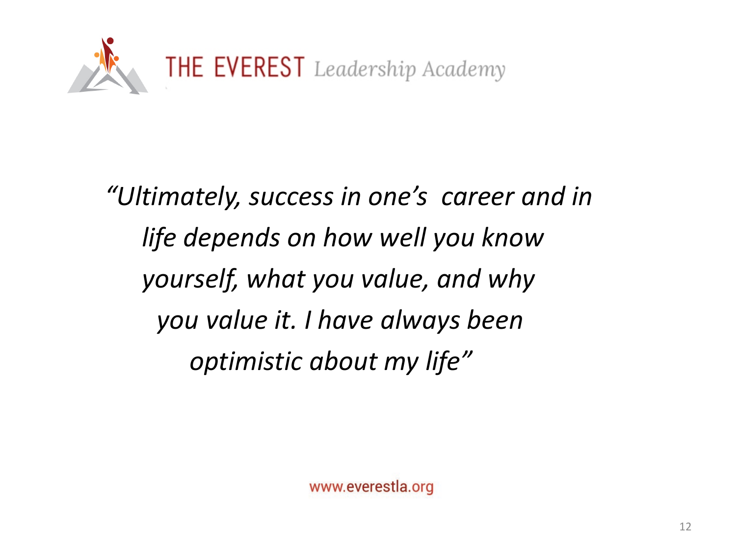*"Ultimately, success in one's career and in life depends on how well you know yourself, what you value, and why you value it. I have always been optimistic about my life"*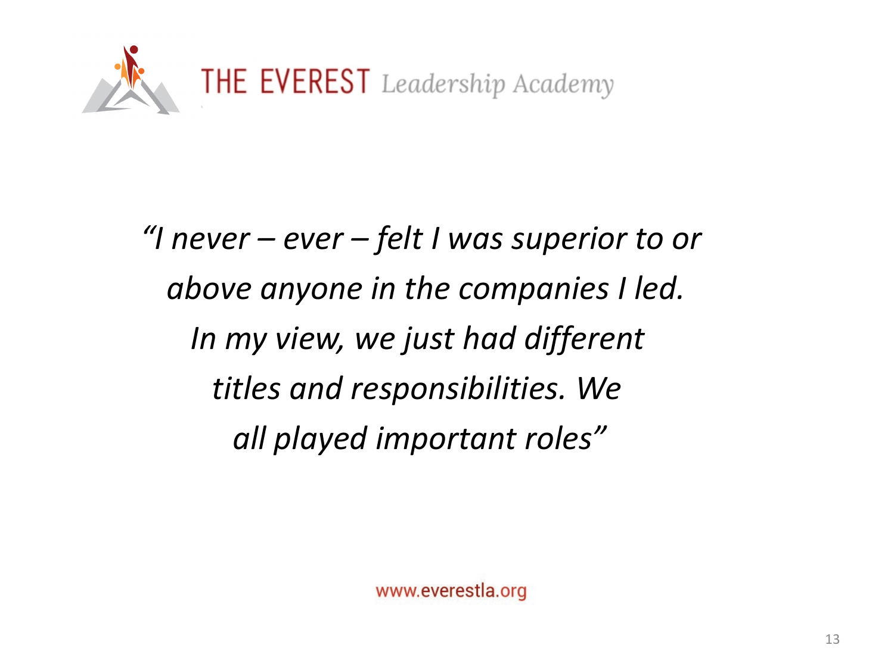*"I never – ever – felt I was superior to or above anyone in the companies I led. In my view, we just had different titles and responsibilities. We all played important roles"*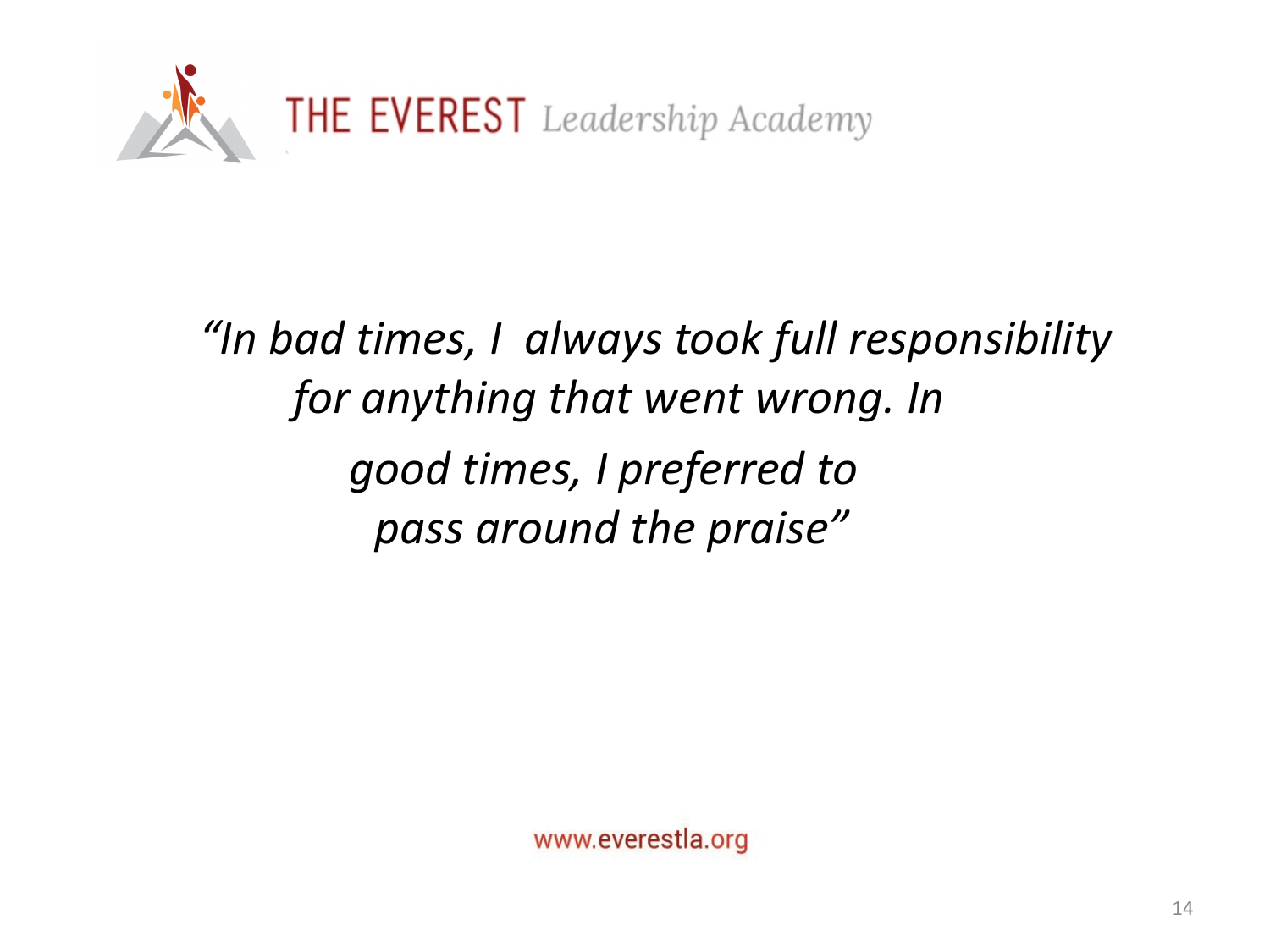*"In bad times, I always took full responsibility for anything that went wrong. In good times, I preferred to pass around the praise"*

www.everestla.org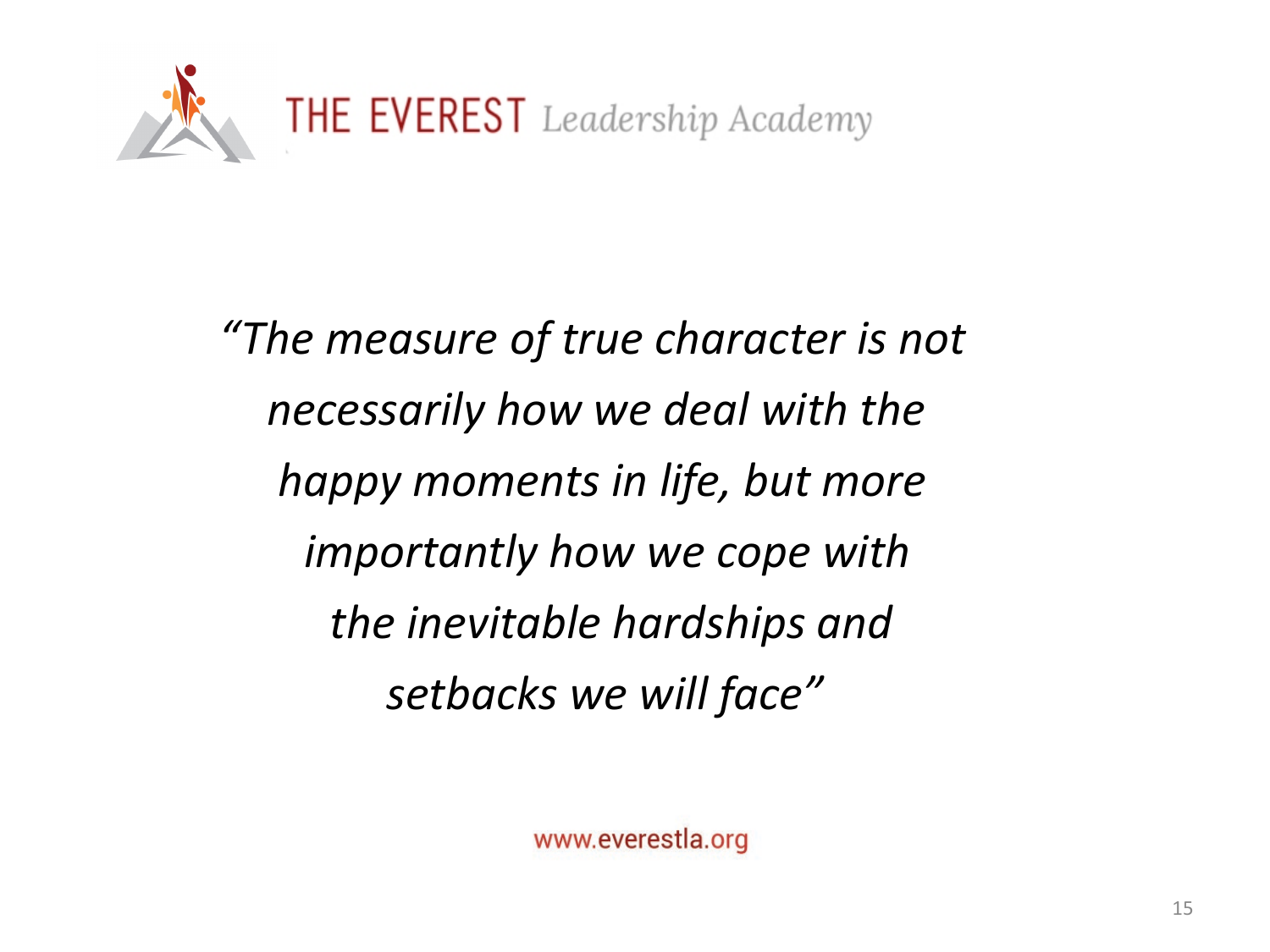THE EVEREST *Leadership Academy*

*"The measure of true character is not necessarily how we deal with the happy moments in life, but more importantly how we cope with the inevitable hardships and setbacks we will face"*

www.everestla.org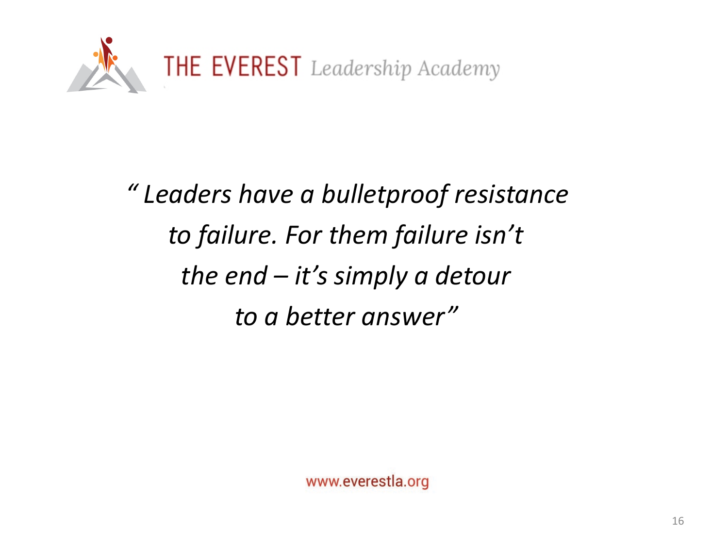THE EVEREST *Leadership Academy*

*" Leaders have a bulletproof resistance to failure. For them failure isn't the end – it's simply a detour to a better answer"*

www.everestla.org